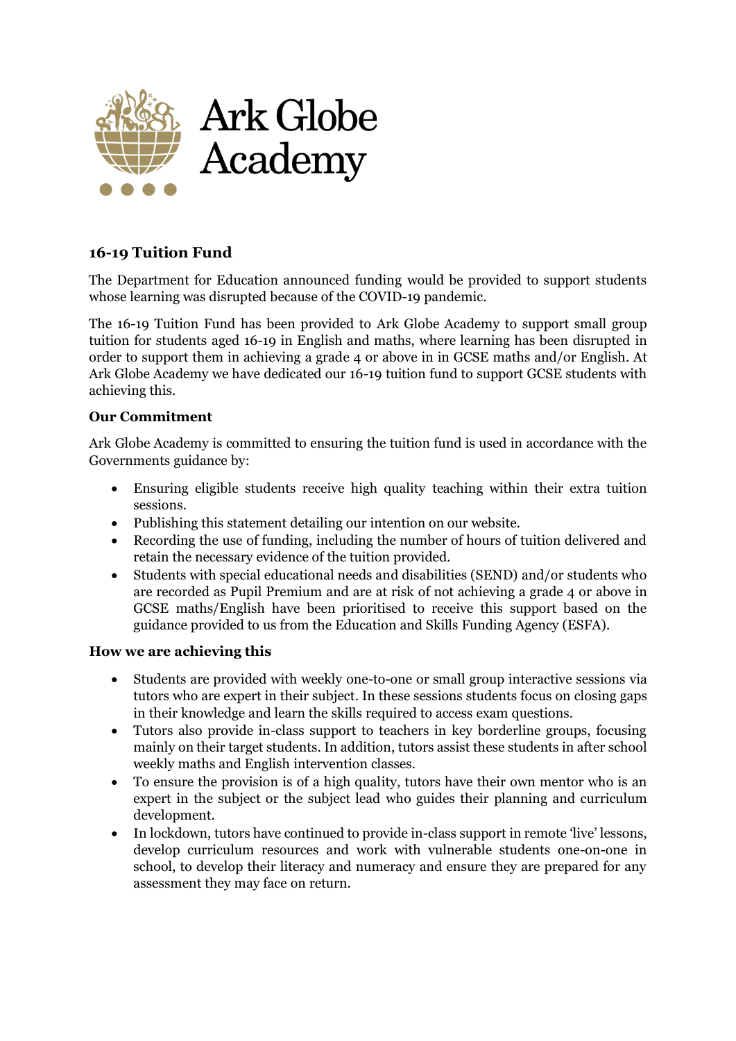Ark Globe Academy

## 16-19 Tuition Fund

The Department for Education announced funding would be provided to support students whose learning was disrupted because of the COVID-19 pandemic.

The 16-19 Tuition Fund has been provided to Ark Globe Academy to support small group tuition for students aged 16-19 in English and maths, where learning has been disrupted in order to support them in achieving a grade 4 or above in in GCSE maths and/or English. At Ark Globe Academy we have dedicated our 16-19 tuition fund to support GCSE students with achieving this.

### Our Commitment

Ark Globe Academy is committed to ensuring the tuition fund is used in accordance with the Governments guidance by:

- Ensuring eligible students receive high quality teaching within their extra tuition sessions.
- Publishing this statement detailing our intention on our website.
- Recording the use of funding, including the number of hours of tuition delivered and retain the necessary evidence of the tuition provided.
- Students with special educational needs and disabilities (SEND) and/or students who are recorded as Pupil Premium and are at risk of not achieving a grade 4 or above in GCSE maths/English have been prioritised to receive this support based on the guidance provided to us from the Education and Skills Funding Agency (ESFA).

### How we are achieving this

- Students are provided with weekly one-to-one or small group interactive sessions via tutors who are expert in their subject. In these sessions students focus on closing gaps in their knowledge and learn the skills required to access exam questions.
- Tutors also provide in-class support to teachers in key borderline groups, focusing mainly on their target students. In addition, tutors assist these students in after school weekly maths and English intervention classes.
- To ensure the provision is of a high quality, tutors have their own mentor who is an expert in the subject or the subject lead who guides their planning and curriculum development.
- In lockdown, tutors have continued to provide in-class support in remote 'live' lessons, develop curriculum resources and work with vulnerable students one-on-one in school, to develop their literacy and numeracy and ensure they are prepared for any assessment they may face on return.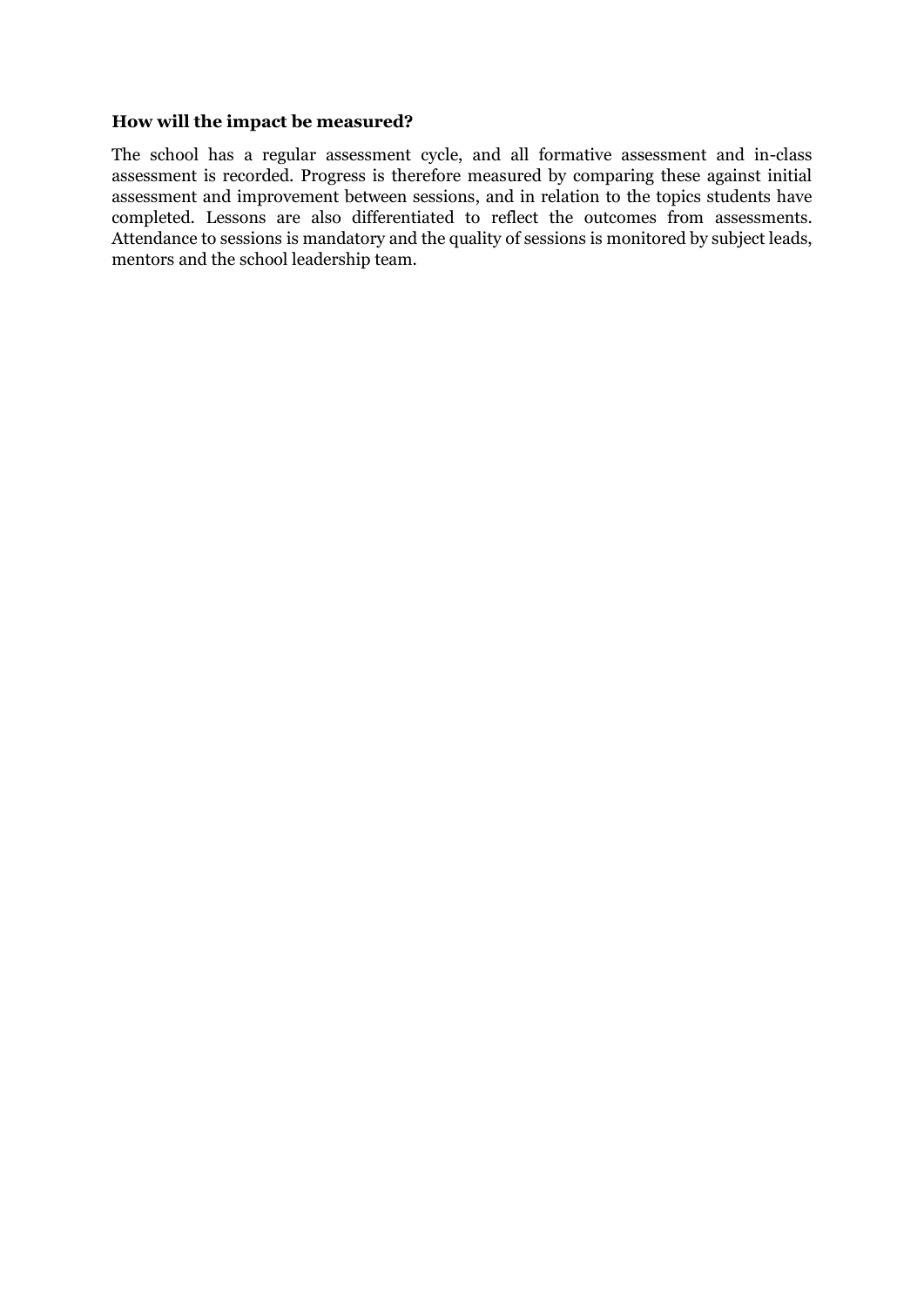**How will the impact be measured?**

The school has a regular assessment cycle, and all formative assessment and in-class assessment is recorded. Progress is therefore measured by comparing these against initial assessment and improvement between sessions, and in relation to the topics students have completed. Lessons are also differentiated to reflect the outcomes from assessments. Attendance to sessions is mandatory and the quality of sessions is monitored by subject leads, mentors and the school leadership team.